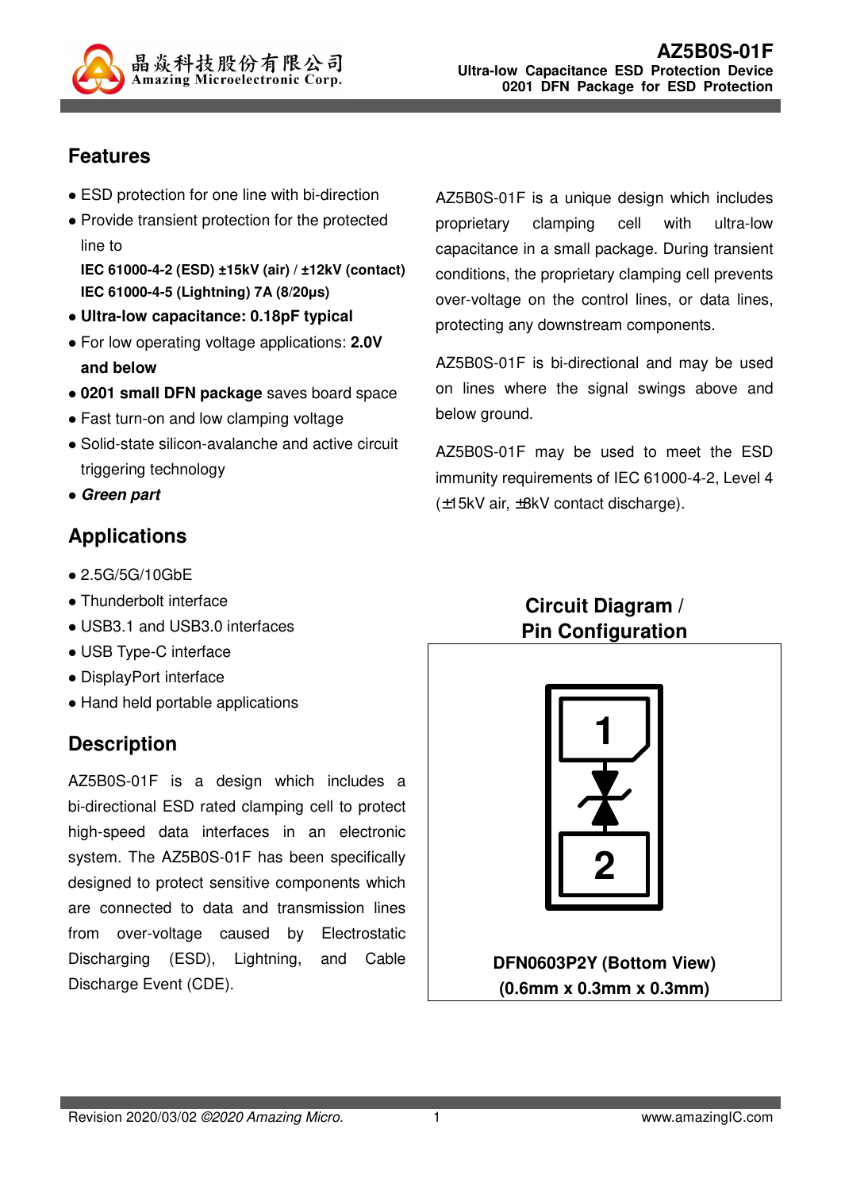# AZ5B0S-01F

**Ultra-low Capacitance ESD Protection Device**
**0201 DFN Package for ESD Protection**

## Features

- ESD protection for one line with bi-direction
- Provide transient protection for the protected line to
  **IEC 61000-4-2 (ESD) ±15kV (air) / ±12kV (contact)**
  **IEC 61000-4-5 (Lightning) 7A (8/20μs)**
- **Ultra-low capacitance: 0.18pF typical**
- For low operating voltage applications: **2.0V and below**
- **0201 small DFN package** saves board space
- Fast turn-on and low clamping voltage
- Solid-state silicon-avalanche and active circuit triggering technology
- ***Green part***

## Applications

- 2.5G/5G/10GbE
- Thunderbolt interface
- USB3.1 and USB3.0 interfaces
- USB Type-C interface
- DisplayPort interface
- Hand held portable applications

## Description

AZ5B0S-01F is a design which includes a bi-directional ESD rated clamping cell to protect high-speed data interfaces in an electronic system. The AZ5B0S-01F has been specifically designed to protect sensitive components which are connected to data and transmission lines from over-voltage caused by Electrostatic Discharging (ESD), Lightning, and Cable Discharge Event (CDE).

AZ5B0S-01F is a unique design which includes proprietary clamping cell with ultra-low capacitance in a small package. During transient conditions, the proprietary clamping cell prevents over-voltage on the control lines, or data lines, protecting any downstream components.

AZ5B0S-01F is bi-directional and may be used on lines where the signal swings above and below ground.

AZ5B0S-01F may be used to meet the ESD immunity requirements of IEC 61000-4-2, Level 4 (±15kV air, ±8kV contact discharge).

## Circuit Diagram / Pin Configuration

**DFN0603P2Y (Bottom View)**
**(0.6mm x 0.3mm x 0.3mm)**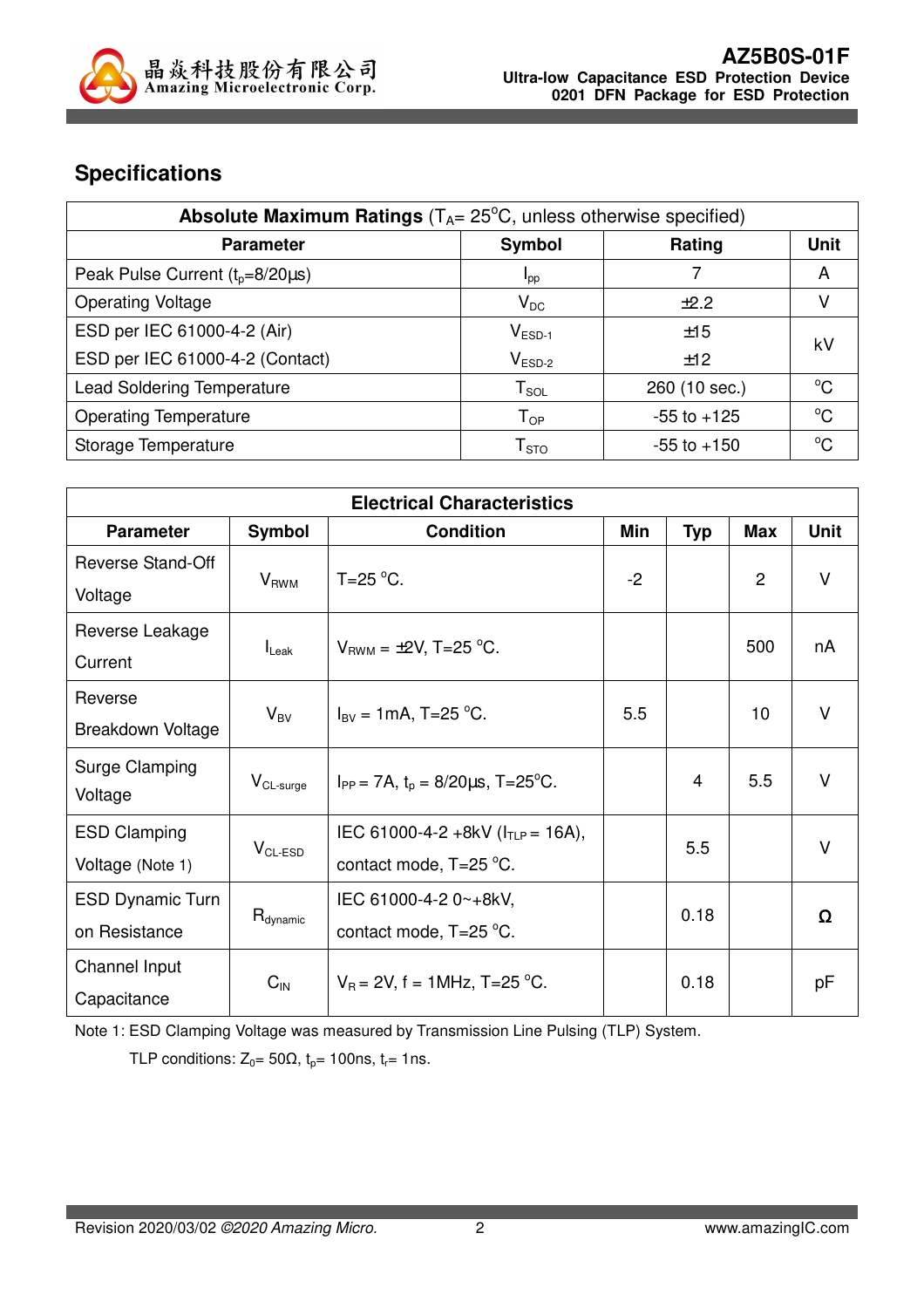## Specifications

| Absolute Maximum Ratings ($T_A$= 25°C, unless otherwise specified) | | | |
|---|---|---|---|
| **Parameter** | **Symbol** | **Rating** | **Unit** |
| Peak Pulse Current ($t_p$=8/20μs) | $I_{pp}$ | 7 | A |
| Operating Voltage | $V_{DC}$ | ±2.2 | V |
| ESD per IEC 61000-4-2 (Air) | $V_{ESD-1}$ | ±15 | kV |
| ESD per IEC 61000-4-2 (Contact) | $V_{ESD-2}$ | ±12 | kV |
| Lead Soldering Temperature | $T_{SOL}$ | 260 (10 sec.) | °C |
| Operating Temperature | $T_{OP}$ | -55 to +125 | °C |
| Storage Temperature | $T_{STO}$ | -55 to +150 | °C |

| Electrical Characteristics | | | | | | |
|---|---|---|---|---|---|---|
| **Parameter** | **Symbol** | **Condition** | **Min** | **Typ** | **Max** | **Unit** |
| Reverse Stand-Off Voltage | $V_{RWM}$ | T=25 °C. | -2 | | 2 | V |
| Reverse Leakage Current | $I_{Leak}$ | $V_{RWM}$ = ±2V, T=25 °C. | | | 500 | nA |
| Reverse Breakdown Voltage | $V_{BV}$ | $I_{BV}$ = 1mA, T=25 °C. | 5.5 | | 10 | V |
| Surge Clamping Voltage | $V_{CL-surge}$ | $I_{PP}$ = 7A, $t_p$ = 8/20μs, T=25°C. | | 4 | 5.5 | V |
| ESD Clamping Voltage (Note 1) | $V_{CL-ESD}$ | IEC 61000-4-2 +8kV ($I_{TLP}$ = 16A), contact mode, T=25 °C. | | 5.5 | | V |
| ESD Dynamic Turn on Resistance | $R_{dynamic}$ | IEC 61000-4-2 0~+8kV, contact mode, T=25 °C. | | 0.18 | | Ω |
| Channel Input Capacitance | $C_{IN}$ | $V_R$ = 2V, f = 1MHz, T=25 °C. | | 0.18 | | pF |

Note 1: ESD Clamping Voltage was measured by Transmission Line Pulsing (TLP) System.

TLP conditions: $Z_0$= 50Ω, $t_p$= 100ns, $t_r$= 1ns.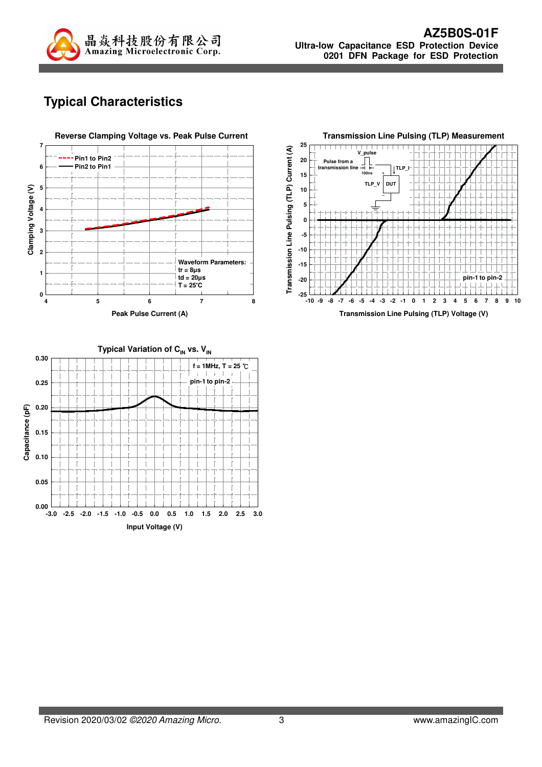# Typical Characteristics

**Reverse Clamping Voltage vs. Peak Pulse Current**

Pin1 to Pin2
Pin2 to Pin1

Waveform Parameters:
tr = 8μs
td = 20μs
T = 25°C

Clamping Voltage (V)

Peak Pulse Current (A)

**Transmission Line Pulsing (TLP) Measurement**

V_pulse
Pulse from a transmission line
100ns
TLP_I
TLP_V
DUT

pin-1 to pin-2

Transmission Line Pulsing (TLP) Current (A)

Transmission Line Pulsing (TLP) Voltage (V)

**Typical Variation of $C_{IN}$ vs. $V_{IN}$**

f = 1MHz, T = 25 ℃
pin-1 to pin-2

Capacitance (pF)

Input Voltage (V)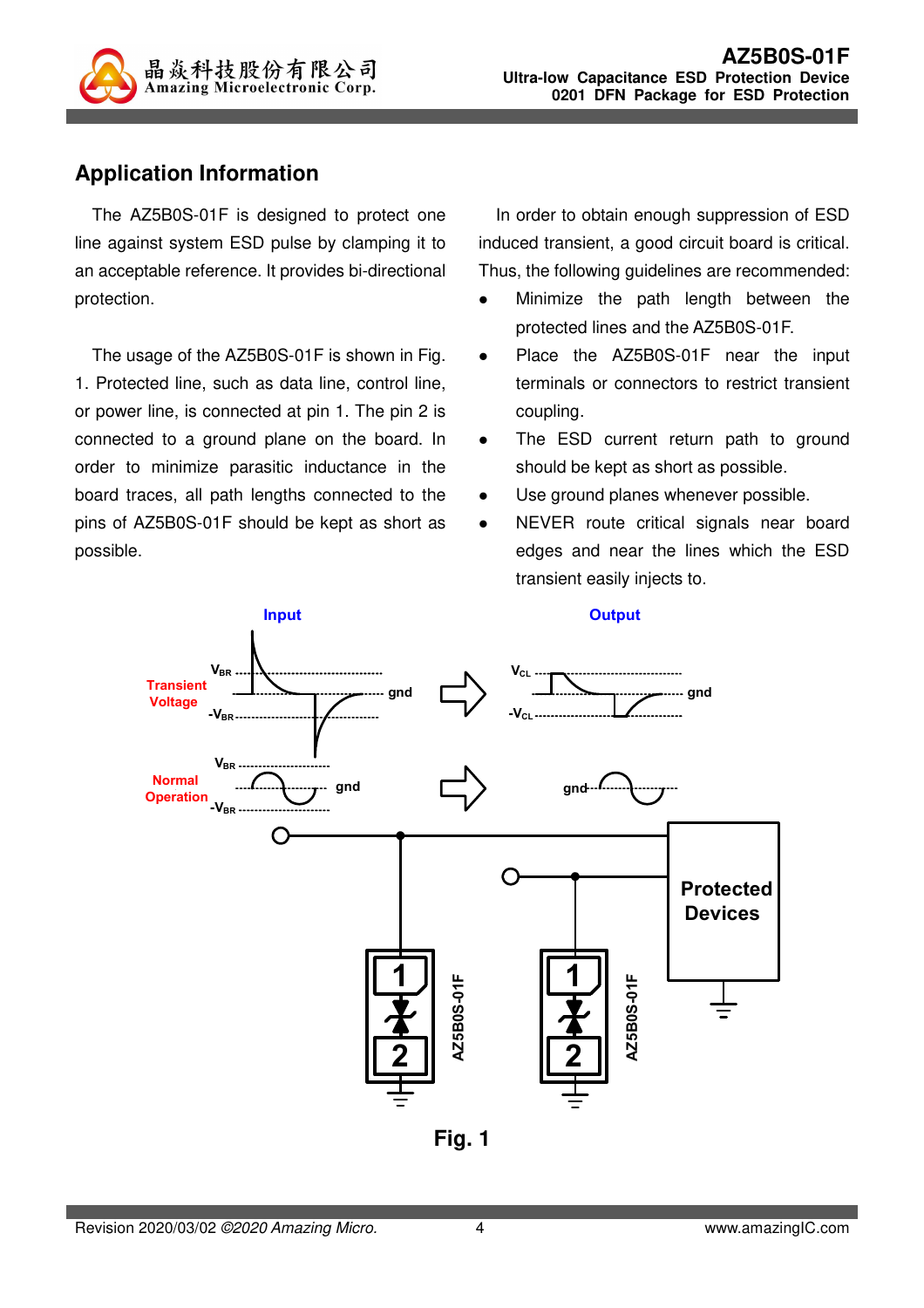## Application Information

The AZ5B0S-01F is designed to protect one line against system ESD pulse by clamping it to an acceptable reference. It provides bi-directional protection.

The usage of the AZ5B0S-01F is shown in Fig. 1. Protected line, such as data line, control line, or power line, is connected at pin 1. The pin 2 is connected to a ground plane on the board. In order to minimize parasitic inductance in the board traces, all path lengths connected to the pins of AZ5B0S-01F should be kept as short as possible.

In order to obtain enough suppression of ESD induced transient, a good circuit board is critical. Thus, the following guidelines are recommended:

- Minimize the path length between the protected lines and the AZ5B0S-01F.
- Place the AZ5B0S-01F near the input terminals or connectors to restrict transient coupling.
- The ESD current return path to ground should be kept as short as possible.
- Use ground planes whenever possible.
- NEVER route critical signals near board edges and near the lines which the ESD transient easily injects to.

Fig. 1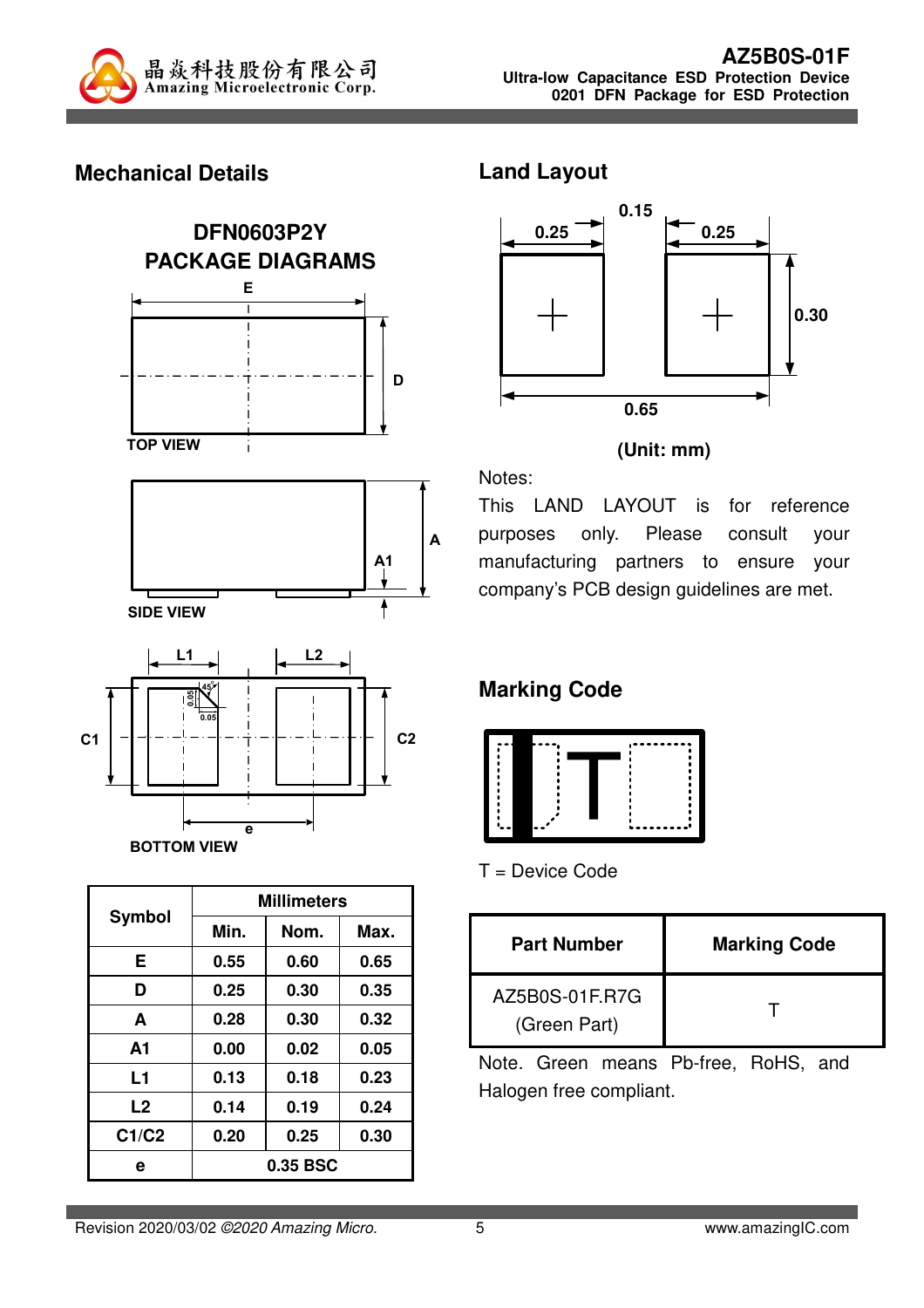## Mechanical Details

### DFN0603P2Y PACKAGE DIAGRAMS

TOP VIEW

SIDE VIEW

BOTTOM VIEW

| Symbol | Millimeters | | |
|---|---|---|---|
| | Min. | Nom. | Max. |
| E | 0.55 | 0.60 | 0.65 |
| D | 0.25 | 0.30 | 0.35 |
| A | 0.28 | 0.30 | 0.32 |
| A1 | 0.00 | 0.02 | 0.05 |
| L1 | 0.13 | 0.18 | 0.23 |
| L2 | 0.14 | 0.19 | 0.24 |
| C1/C2 | 0.20 | 0.25 | 0.30 |
| e | 0.35 BSC | | |

## Land Layout

**(Unit: mm)**

Notes:

This LAND LAYOUT is for reference purposes only. Please consult your manufacturing partners to ensure your company's PCB design guidelines are met.

## Marking Code

T = Device Code

| Part Number | Marking Code |
|---|---|
| AZ5B0S-01F.R7G (Green Part) | T |

Note. Green means Pb-free, RoHS, and Halogen free compliant.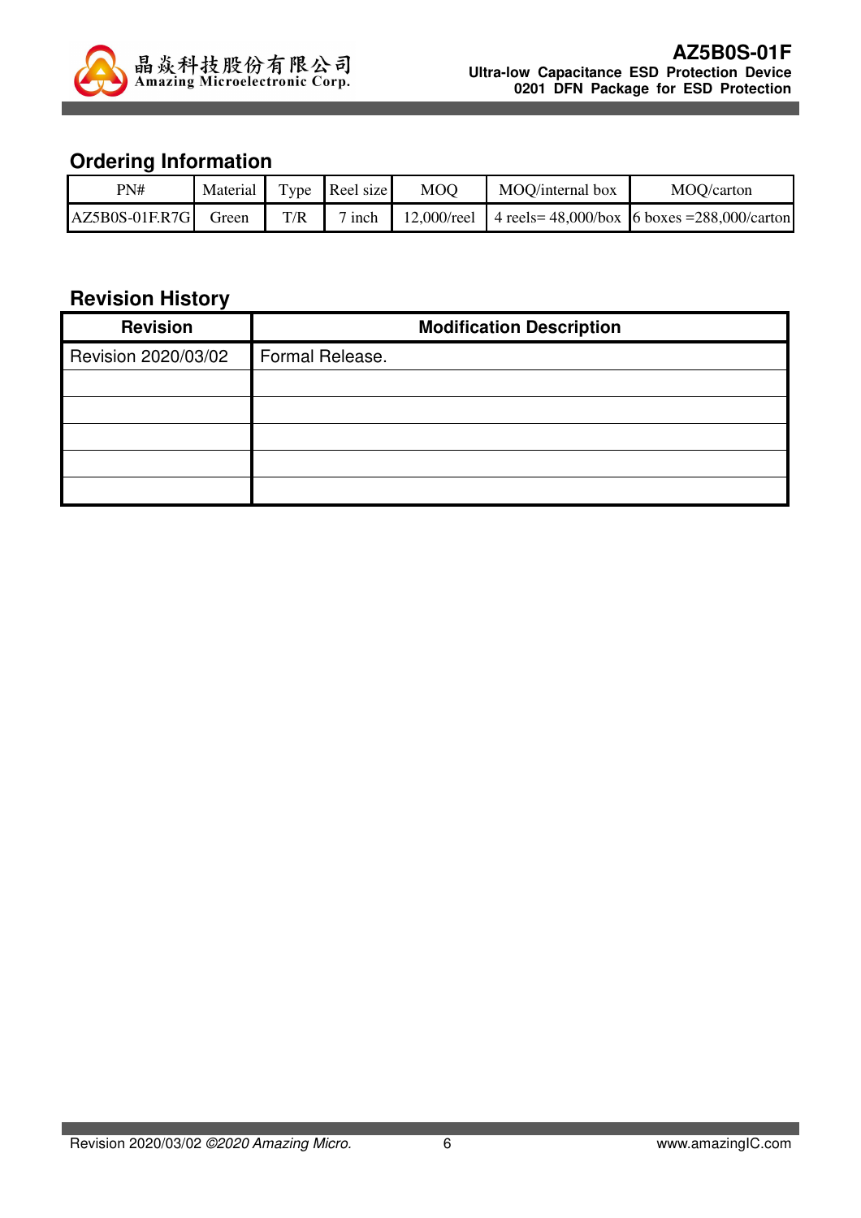## Ordering Information

| PN# | Material | Type | Reel size | MOQ | MOQ/internal box | MOQ/carton |
|---|---|---|---|---|---|---|
| AZ5B0S-01F.R7G | Green | T/R | 7 inch | 12,000/reel | 4 reels= 48,000/box | 6 boxes =288,000/carton |

## Revision History

| Revision | Modification Description |
|---|---|
| Revision 2020/03/02 | Formal Release. |
| | |
| | |
| | |
| | |
| | |